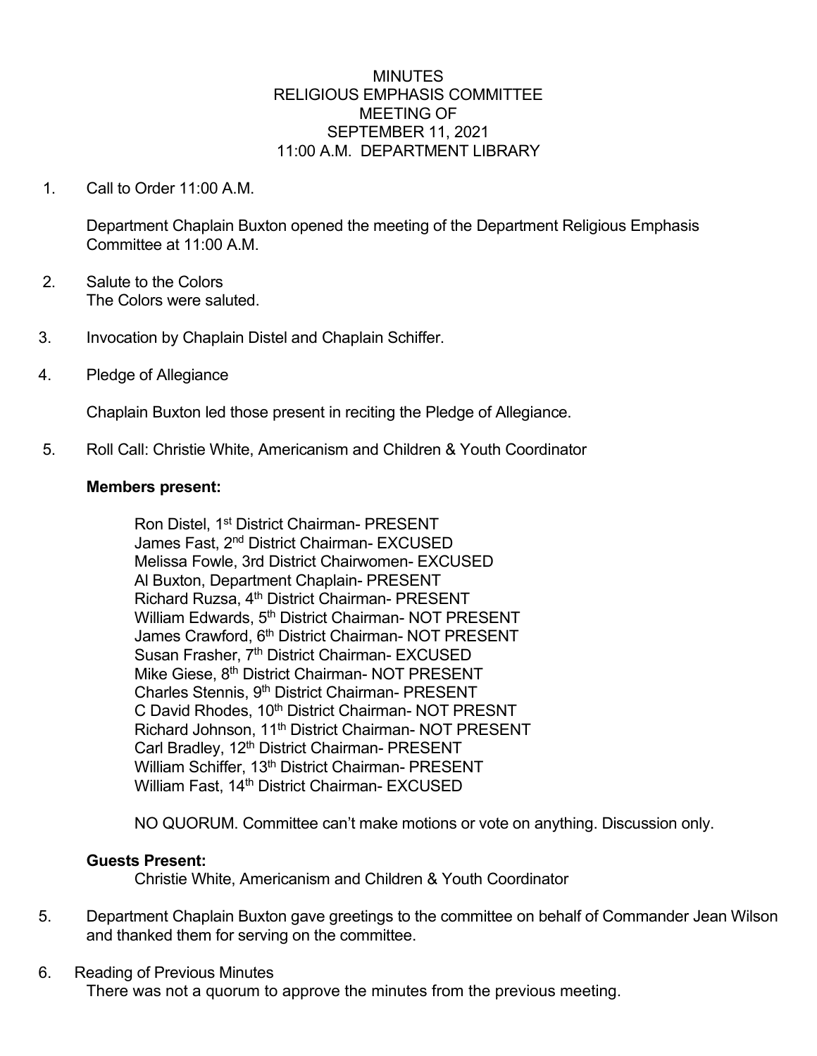# MINUTES
## RELIGIOUS EMPHASIS COMMITTEE
## MEETING OF
## SEPTEMBER 11, 2021
## 11:00 A.M. DEPARTMENT LIBRARY

1. Call to Order 11:00 A.M.

   Department Chaplain Buxton opened the meeting of the Department Religious Emphasis Committee at 11:00 A.M.

2. Salute to the Colors
   The Colors were saluted.

3. Invocation by Chaplain Distel and Chaplain Schiffer.

4. Pledge of Allegiance

   Chaplain Buxton led those present in reciting the Pledge of Allegiance.

5. Roll Call: Christie White, Americanism and Children & Youth Coordinator

   **Members present:**

   Ron Distel, 1st District Chairman- PRESENT
   James Fast, 2nd District Chairman- EXCUSED
   Melissa Fowle, 3rd District Chairwomen- EXCUSED
   Al Buxton, Department Chaplain- PRESENT
   Richard Ruzsa, 4th District Chairman- PRESENT
   William Edwards, 5th District Chairman- NOT PRESENT
   James Crawford, 6th District Chairman- NOT PRESENT
   Susan Frasher, 7th District Chairman- EXCUSED
   Mike Giese, 8th District Chairman- NOT PRESENT
   Charles Stennis, 9th District Chairman- PRESENT
   C David Rhodes, 10th District Chairman- NOT PRESNT
   Richard Johnson, 11th District Chairman- NOT PRESENT
   Carl Bradley, 12th District Chairman- PRESENT
   William Schiffer, 13th District Chairman- PRESENT
   William Fast, 14th District Chairman- EXCUSED

   NO QUORUM. Committee can't make motions or vote on anything. Discussion only.

   **Guests Present:**

   Christie White, Americanism and Children & Youth Coordinator

5. Department Chaplain Buxton gave greetings to the committee on behalf of Commander Jean Wilson and thanked them for serving on the committee.

6. Reading of Previous Minutes
   There was not a quorum to approve the minutes from the previous meeting.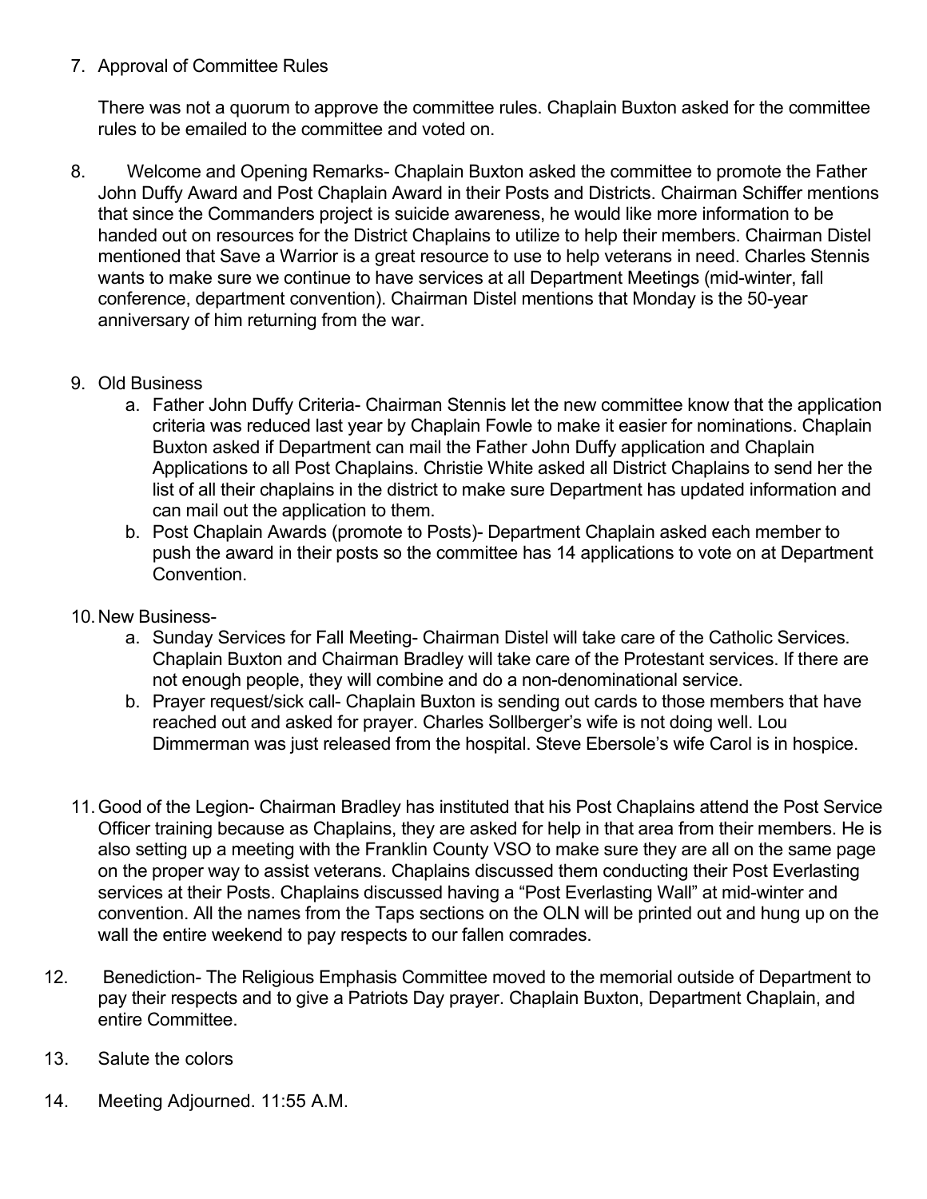7. Approval of Committee Rules

   There was not a quorum to approve the committee rules. Chaplain Buxton asked for the committee rules to be emailed to the committee and voted on.

8. Welcome and Opening Remarks- Chaplain Buxton asked the committee to promote the Father John Duffy Award and Post Chaplain Award in their Posts and Districts. Chairman Schiffer mentions that since the Commanders project is suicide awareness, he would like more information to be handed out on resources for the District Chaplains to utilize to help their members. Chairman Distel mentioned that Save a Warrior is a great resource to use to help veterans in need. Charles Stennis wants to make sure we continue to have services at all Department Meetings (mid-winter, fall conference, department convention). Chairman Distel mentions that Monday is the 50-year anniversary of him returning from the war.

9. Old Business
   a. Father John Duffy Criteria- Chairman Stennis let the new committee know that the application criteria was reduced last year by Chaplain Fowle to make it easier for nominations. Chaplain Buxton asked if Department can mail the Father John Duffy application and Chaplain Applications to all Post Chaplains. Christie White asked all District Chaplains to send her the list of all their chaplains in the district to make sure Department has updated information and can mail out the application to them.
   b. Post Chaplain Awards (promote to Posts)- Department Chaplain asked each member to push the award in their posts so the committee has 14 applications to vote on at Department Convention.

10. New Business-
    a. Sunday Services for Fall Meeting- Chairman Distel will take care of the Catholic Services. Chaplain Buxton and Chairman Bradley will take care of the Protestant services. If there are not enough people, they will combine and do a non-denominational service.
    b. Prayer request/sick call- Chaplain Buxton is sending out cards to those members that have reached out and asked for prayer. Charles Sollberger's wife is not doing well. Lou Dimmerman was just released from the hospital. Steve Ebersole's wife Carol is in hospice.

11. Good of the Legion- Chairman Bradley has instituted that his Post Chaplains attend the Post Service Officer training because as Chaplains, they are asked for help in that area from their members. He is also setting up a meeting with the Franklin County VSO to make sure they are all on the same page on the proper way to assist veterans. Chaplains discussed them conducting their Post Everlasting services at their Posts. Chaplains discussed having a "Post Everlasting Wall" at mid-winter and convention. All the names from the Taps sections on the OLN will be printed out and hung up on the wall the entire weekend to pay respects to our fallen comrades.

12. Benediction- The Religious Emphasis Committee moved to the memorial outside of Department to pay their respects and to give a Patriots Day prayer. Chaplain Buxton, Department Chaplain, and entire Committee.

13. Salute the colors

14. Meeting Adjourned. 11:55 A.M.